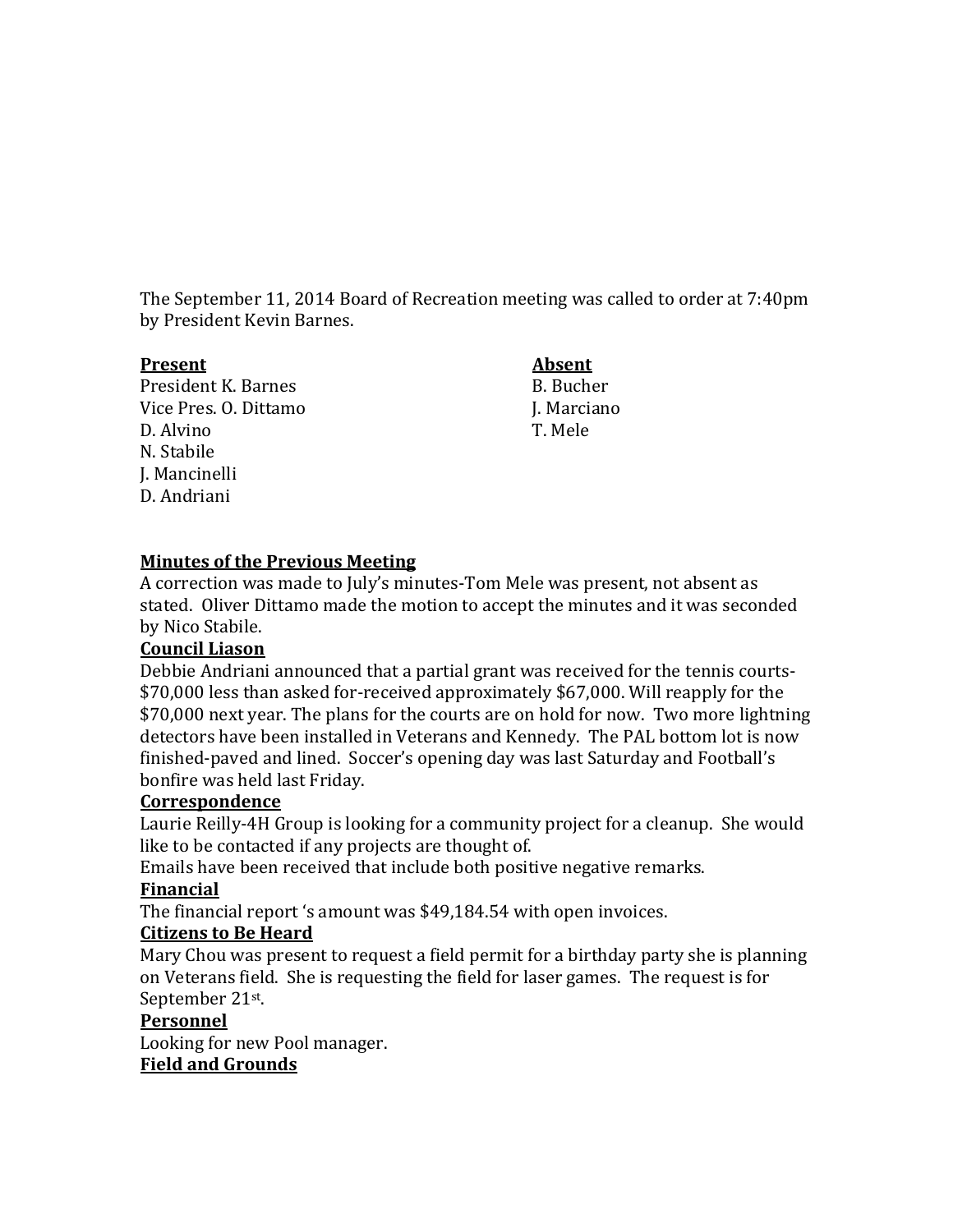The September 11, 2014 Board of Recreation meeting was called to order at 7:40pm by President Kevin Barnes.

| **Present** | **Absent** |
|---|---|
| President K. Barnes | B. Bucher |
| Vice Pres. O. Dittamo | J. Marciano |
| D. Alvino | T. Mele |
| N. Stabile | |
| J. Mancinelli | |
| D. Andriani | |

**Minutes of the Previous Meeting**

A correction was made to July's minutes-Tom Mele was present, not absent as stated. Oliver Dittamo made the motion to accept the minutes and it was seconded by Nico Stabile.

**Council Liason**

Debbie Andriani announced that a partial grant was received for the tennis courts-$70,000 less than asked for-received approximately $67,000. Will reapply for the $70,000 next year. The plans for the courts are on hold for now. Two more lightning detectors have been installed in Veterans and Kennedy. The PAL bottom lot is now finished-paved and lined. Soccer's opening day was last Saturday and Football's bonfire was held last Friday.

**Correspondence**

Laurie Reilly-4H Group is looking for a community project for a cleanup. She would like to be contacted if any projects are thought of.

Emails have been received that include both positive negative remarks.

**Financial**

The financial report 's amount was $49,184.54 with open invoices.

**Citizens to Be Heard**

Mary Chou was present to request a field permit for a birthday party she is planning on Veterans field. She is requesting the field for laser games. The request is for September 21st.

**Personnel**

Looking for new Pool manager.

**Field and Grounds**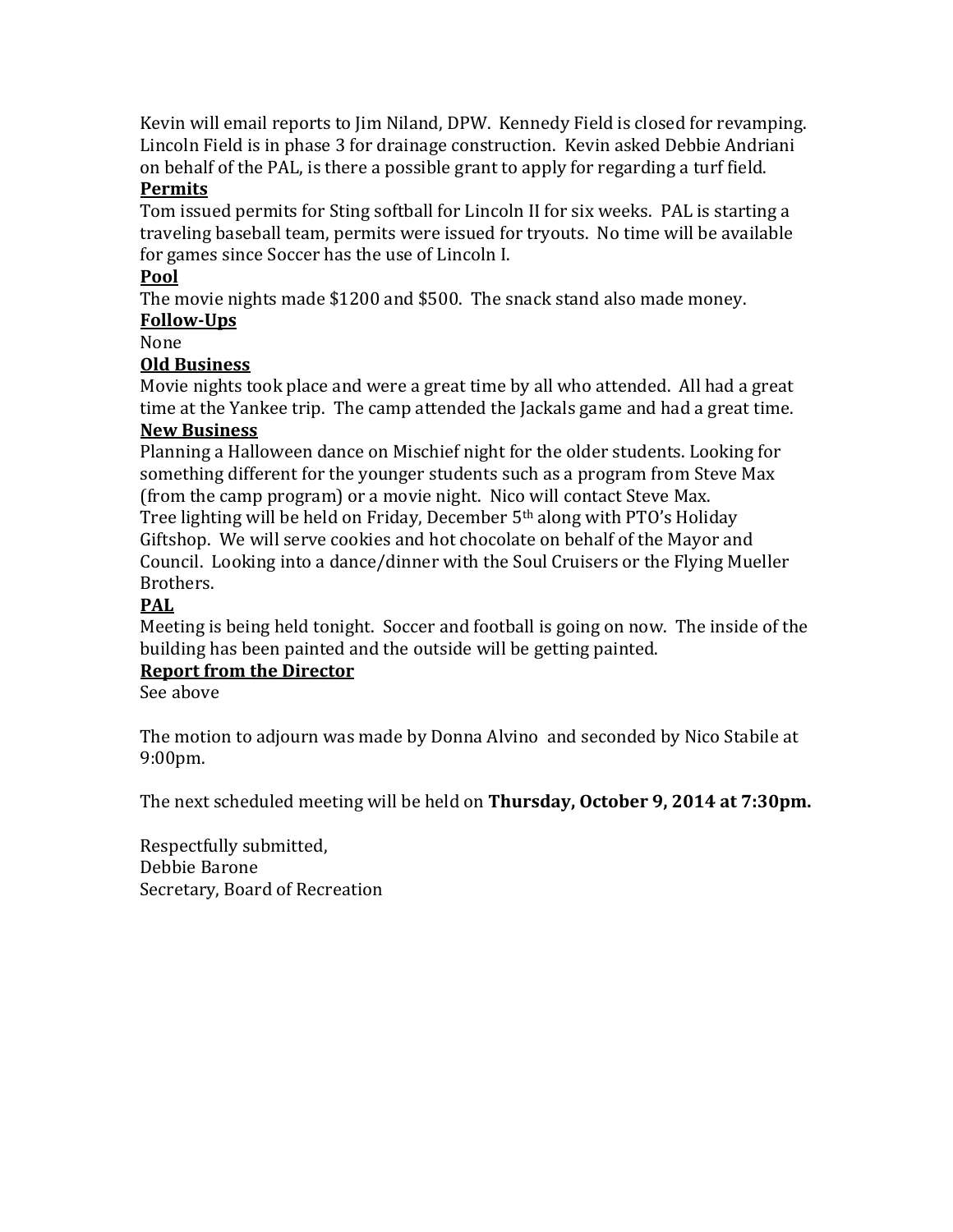Kevin will email reports to Jim Niland, DPW. Kennedy Field is closed for revamping. Lincoln Field is in phase 3 for drainage construction. Kevin asked Debbie Andriani on behalf of the PAL, is there a possible grant to apply for regarding a turf field.

**Permits**

Tom issued permits for Sting softball for Lincoln II for six weeks. PAL is starting a traveling baseball team, permits were issued for tryouts. No time will be available for games since Soccer has the use of Lincoln I.

**Pool**

The movie nights made $1200 and $500. The snack stand also made money.

**Follow-Ups**

None

**Old Business**

Movie nights took place and were a great time by all who attended. All had a great time at the Yankee trip. The camp attended the Jackals game and had a great time.

**New Business**

Planning a Halloween dance on Mischief night for the older students. Looking for something different for the younger students such as a program from Steve Max (from the camp program) or a movie night. Nico will contact Steve Max.
Tree lighting will be held on Friday, December 5th along with PTO's Holiday Giftshop. We will serve cookies and hot chocolate on behalf of the Mayor and Council. Looking into a dance/dinner with the Soul Cruisers or the Flying Mueller Brothers.

**PAL**

Meeting is being held tonight. Soccer and football is going on now. The inside of the building has been painted and the outside will be getting painted.

**Report from the Director**

See above

The motion to adjourn was made by Donna Alvino and seconded by Nico Stabile at 9:00pm.

The next scheduled meeting will be held on **Thursday, October 9, 2014 at 7:30pm.**

Respectfully submitted,
Debbie Barone
Secretary, Board of Recreation